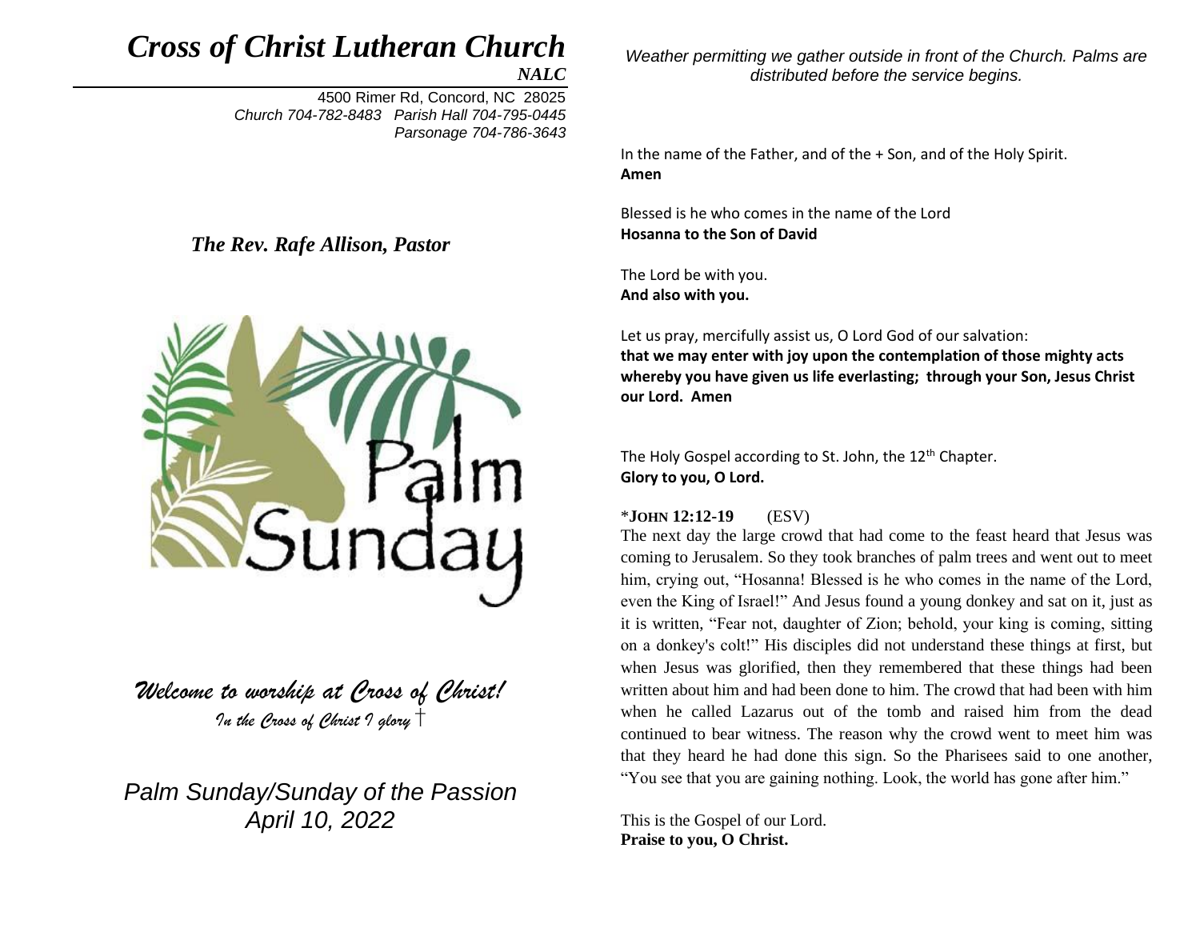# *Cross of Christ Lutheran Church*

***NALC***

4500 Rimer Rd, Concord, NC 28025
*Church 704-782-8483 Parish Hall 704-795-0445*
*Parsonage 704-786-3643*

***The Rev. Rafe Allison, Pastor***

Palm Sunday

*Welcome to worship at Cross of Christ!*

*In the Cross of Christ I glory* †

*Palm Sunday/Sunday of the Passion*
*April 10, 2022*

*Weather permitting we gather outside in front of the Church. Palms are distributed before the service begins.*

In the name of the Father, and of the + Son, and of the Holy Spirit.
**Amen**

Blessed is he who comes in the name of the Lord
**Hosanna to the Son of David**

The Lord be with you.
**And also with you.**

Let us pray, mercifully assist us, O Lord God of our salvation:
**that we may enter with joy upon the contemplation of those mighty acts whereby you have given us life everlasting; through your Son, Jesus Christ our Lord. Amen**

The Holy Gospel according to St. John, the 12th Chapter.
**Glory to you, O Lord.**

\***JOHN 12:12-19** (ESV)

The next day the large crowd that had come to the feast heard that Jesus was coming to Jerusalem. So they took branches of palm trees and went out to meet him, crying out, "Hosanna! Blessed is he who comes in the name of the Lord, even the King of Israel!" And Jesus found a young donkey and sat on it, just as it is written, "Fear not, daughter of Zion; behold, your king is coming, sitting on a donkey's colt!" His disciples did not understand these things at first, but when Jesus was glorified, then they remembered that these things had been written about him and had been done to him. The crowd that had been with him when he called Lazarus out of the tomb and raised him from the dead continued to bear witness. The reason why the crowd went to meet him was that they heard he had done this sign. So the Pharisees said to one another, "You see that you are gaining nothing. Look, the world has gone after him."

This is the Gospel of our Lord.
**Praise to you, O Christ.**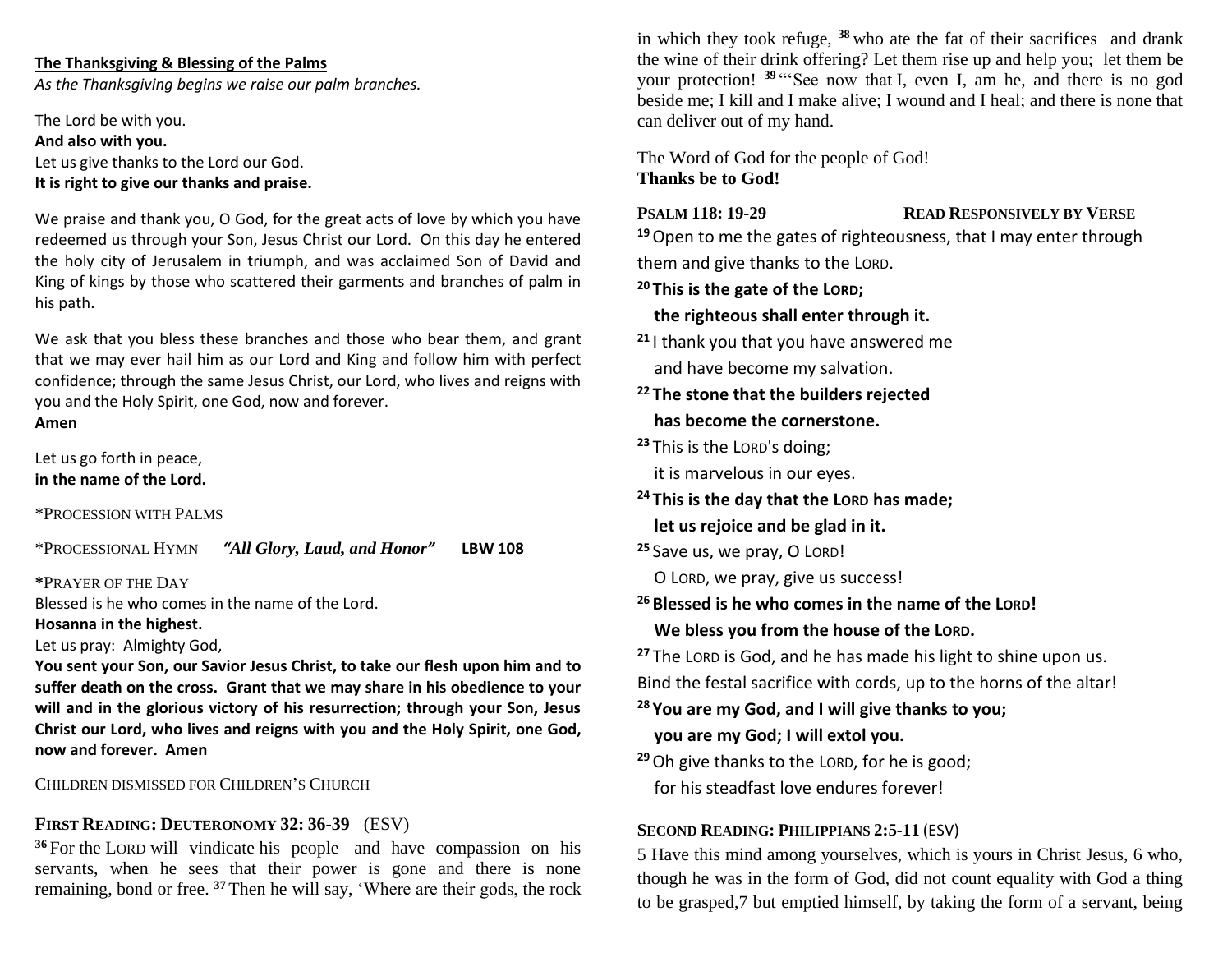**The Thanksgiving & Blessing of the Palms**

*As the Thanksgiving begins we raise our palm branches.*

The Lord be with you.
**And also with you.**
Let us give thanks to the Lord our God.
**It is right to give our thanks and praise.**

We praise and thank you, O God, for the great acts of love by which you have redeemed us through your Son, Jesus Christ our Lord. On this day he entered the holy city of Jerusalem in triumph, and was acclaimed Son of David and King of kings by those who scattered their garments and branches of palm in his path.

We ask that you bless these branches and those who bear them, and grant that we may ever hail him as our Lord and King and follow him with perfect confidence; through the same Jesus Christ, our Lord, who lives and reigns with you and the Holy Spirit, one God, now and forever.
**Amen**

Let us go forth in peace,
**in the name of the Lord.**

*PROCESSION WITH PALMS

*PROCESSIONAL HYMN ***"All Glory, Laud, and Honor"*** **LBW 108**

***PRAYER OF THE DAY**
Blessed is he who comes in the name of the Lord.
**Hosanna in the highest.**
Let us pray: Almighty God,
**You sent your Son, our Savior Jesus Christ, to take our flesh upon him and to suffer death on the cross. Grant that we may share in his obedience to your will and in the glorious victory of his resurrection; through your Son, Jesus Christ our Lord, who lives and reigns with you and the Holy Spirit, one God, now and forever. Amen**

CHILDREN DISMISSED FOR CHILDREN'S CHURCH

**FIRST READING: DEUTERONOMY 32: 36-39** (ESV)

[36] For the LORD will vindicate his people and have compassion on his servants, when he sees that their power is gone and there is none remaining, bond or free. [37] Then he will say, 'Where are their gods, the rock in which they took refuge, [38] who ate the fat of their sacrifices and drank the wine of their drink offering? Let them rise up and help you; let them be your protection! [39] "'See now that I, even I, am he, and there is no god beside me; I kill and I make alive; I wound and I heal; and there is none that can deliver out of my hand.

The Word of God for the people of God!
**Thanks be to God!**

**PSALM 118: 19-29** **READ RESPONSIVELY BY VERSE**

[19] Open to me the gates of righteousness, that I may enter through them and give thanks to the LORD.
**[20] This is the gate of the LORD;**
**the righteous shall enter through it.**
[21] I thank you that you have answered me
and have become my salvation.
**[22] The stone that the builders rejected**
**has become the cornerstone.**
[23] This is the LORD's doing;
it is marvelous in our eyes.
**[24] This is the day that the LORD has made;**
**let us rejoice and be glad in it.**
[25] Save us, we pray, O LORD!
O LORD, we pray, give us success!
**[26] Blessed is he who comes in the name of the LORD!**
**We bless you from the house of the LORD.**
[27] The LORD is God, and he has made his light to shine upon us.
Bind the festal sacrifice with cords, up to the horns of the altar!
**[28] You are my God, and I will give thanks to you;**
**you are my God; I will extol you.**
[29] Oh give thanks to the LORD, for he is good;
for his steadfast love endures forever!

**SECOND READING: PHILIPPIANS 2:5-11** (ESV)

5 Have this mind among yourselves, which is yours in Christ Jesus, 6 who, though he was in the form of God, did not count equality with God a thing to be grasped,7 but emptied himself, by taking the form of a servant, being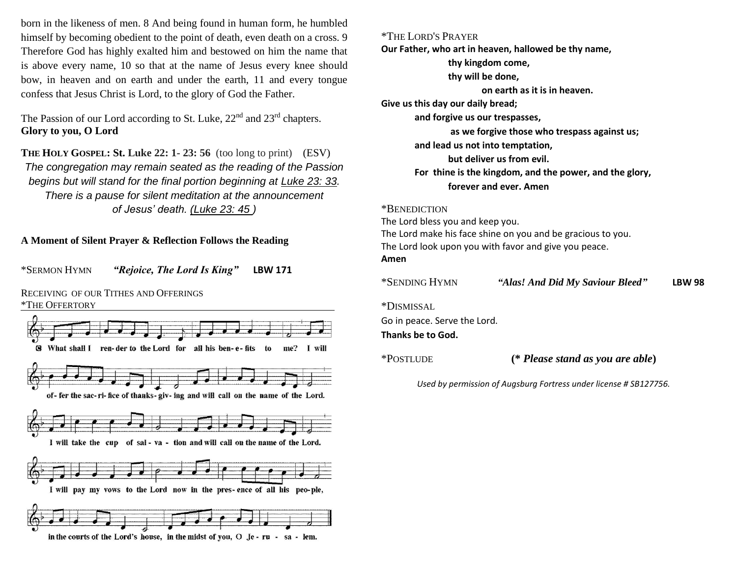born in the likeness of men. 8 And being found in human form, he humbled himself by becoming obedient to the point of death, even death on a cross. 9 Therefore God has highly exalted him and bestowed on him the name that is above every name, 10 so that at the name of Jesus every knee should bow, in heaven and on earth and under the earth, 11 and every tongue confess that Jesus Christ is Lord, to the glory of God the Father.

The Passion of our Lord according to St. Luke, 22nd and 23rd chapters.
**Glory to you, O Lord**

**THE HOLY GOSPEL: St. Luke 22: 1- 23: 56** (too long to print) (ESV)
*The congregation may remain seated as the reading of the Passion begins but will stand for the final portion beginning at Luke 23: 33. There is a pause for silent meditation at the announcement of Jesus' death. (Luke 23: 45 )*

**A Moment of Silent Prayer & Reflection Follows the Reading**

*SERMON HYMN ***"Rejoice, The Lord Is King"*** **LBW 171**

RECEIVING OF OUR TITHES AND OFFERINGS
*THE OFFERTORY

What shall I render to the Lord for all his benefits to me? I will offer the sacrifice of thanksgiving and will call on the name of the Lord. I will take the cup of salvation and will call on the name of the Lord. I will pay my vows to the Lord now in the presence of all his people, in the courts of the Lord's house, in the midst of you, O Jerusalem.

*THE LORD'S PRAYER
**Our Father, who art in heaven, hallowed be thy name,**
**thy kingdom come,**
**thy will be done,**
**on earth as it is in heaven.**
**Give us this day our daily bread;**
**and forgive us our trespasses,**
**as we forgive those who trespass against us;**
**and lead us not into temptation,**
**but deliver us from evil.**
**For thine is the kingdom, and the power, and the glory,**
**forever and ever. Amen**

*BENEDICTION
The Lord bless you and keep you.
The Lord make his face shine on you and be gracious to you.
The Lord look upon you with favor and give you peace.
**Amen**

*SENDING HYMN ***"Alas! And Did My Saviour Bleed"*** **LBW 98**

*DISMISSAL
Go in peace. Serve the Lord.
**Thanks be to God.**

*POSTLUDE **(\* *Please stand as you are able*)**

*Used by permission of Augsburg Fortress under license # SB127756.*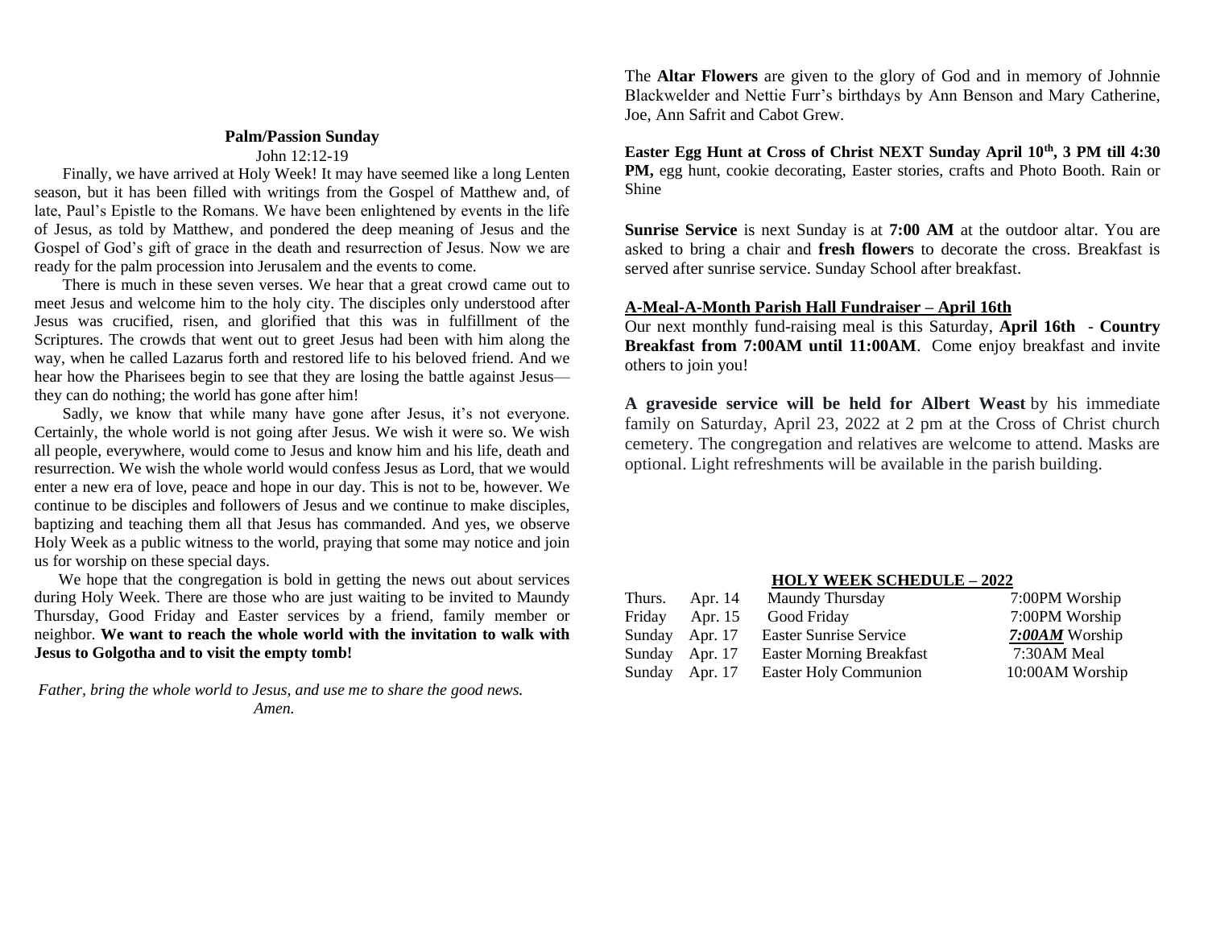## Palm/Passion Sunday

John 12:12-19

Finally, we have arrived at Holy Week! It may have seemed like a long Lenten season, but it has been filled with writings from the Gospel of Matthew and, of late, Paul's Epistle to the Romans. We have been enlightened by events in the life of Jesus, as told by Matthew, and pondered the deep meaning of Jesus and the Gospel of God's gift of grace in the death and resurrection of Jesus. Now we are ready for the palm procession into Jerusalem and the events to come.

There is much in these seven verses. We hear that a great crowd came out to meet Jesus and welcome him to the holy city. The disciples only understood after Jesus was crucified, risen, and glorified that this was in fulfillment of the Scriptures. The crowds that went out to greet Jesus had been with him along the way, when he called Lazarus forth and restored life to his beloved friend. And we hear how the Pharisees begin to see that they are losing the battle against Jesus—they can do nothing; the world has gone after him!

Sadly, we know that while many have gone after Jesus, it's not everyone. Certainly, the whole world is not going after Jesus. We wish it were so. We wish all people, everywhere, would come to Jesus and know him and his life, death and resurrection. We wish the whole world would confess Jesus as Lord, that we would enter a new era of love, peace and hope in our day. This is not to be, however. We continue to be disciples and followers of Jesus and we continue to make disciples, baptizing and teaching them all that Jesus has commanded. And yes, we observe Holy Week as a public witness to the world, praying that some may notice and join us for worship on these special days.

We hope that the congregation is bold in getting the news out about services during Holy Week. There are those who are just waiting to be invited to Maundy Thursday, Good Friday and Easter services by a friend, family member or neighbor. **We want to reach the whole world with the invitation to walk with Jesus to Golgotha and to visit the empty tomb!**

*Father, bring the whole world to Jesus, and use me to share the good news. Amen.*

The **Altar Flowers** are given to the glory of God and in memory of Johnnie Blackwelder and Nettie Furr's birthdays by Ann Benson and Mary Catherine, Joe, Ann Safrit and Cabot Grew.

**Easter Egg Hunt at Cross of Christ NEXT Sunday April 10th, 3 PM till 4:30 PM,** egg hunt, cookie decorating, Easter stories, crafts and Photo Booth. Rain or Shine

**Sunrise Service** is next Sunday is at **7:00 AM** at the outdoor altar. You are asked to bring a chair and **fresh flowers** to decorate the cross. Breakfast is served after sunrise service. Sunday School after breakfast.

**A-Meal-A-Month Parish Hall Fundraiser – April 16th**

Our next monthly fund-raising meal is this Saturday, **April 16th** - **Country Breakfast from 7:00AM until 11:00AM**. Come enjoy breakfast and invite others to join you!

**A graveside service will be held for Albert Weast** by his immediate family on Saturday, April 23, 2022 at 2 pm at the Cross of Christ church cemetery. The congregation and relatives are welcome to attend. Masks are optional. Light refreshments will be available in the parish building.

**HOLY WEEK SCHEDULE – 2022**

| | | | |
|---|---|---|---|
| Thurs. | Apr. 14 | Maundy Thursday | 7:00PM Worship |
| Friday | Apr. 15 | Good Friday | 7:00PM Worship |
| Sunday | Apr. 17 | Easter Sunrise Service | ***7:00AM*** Worship |
| Sunday | Apr. 17 | Easter Morning Breakfast | 7:30AM Meal |
| Sunday | Apr. 17 | Easter Holy Communion | 10:00AM Worship |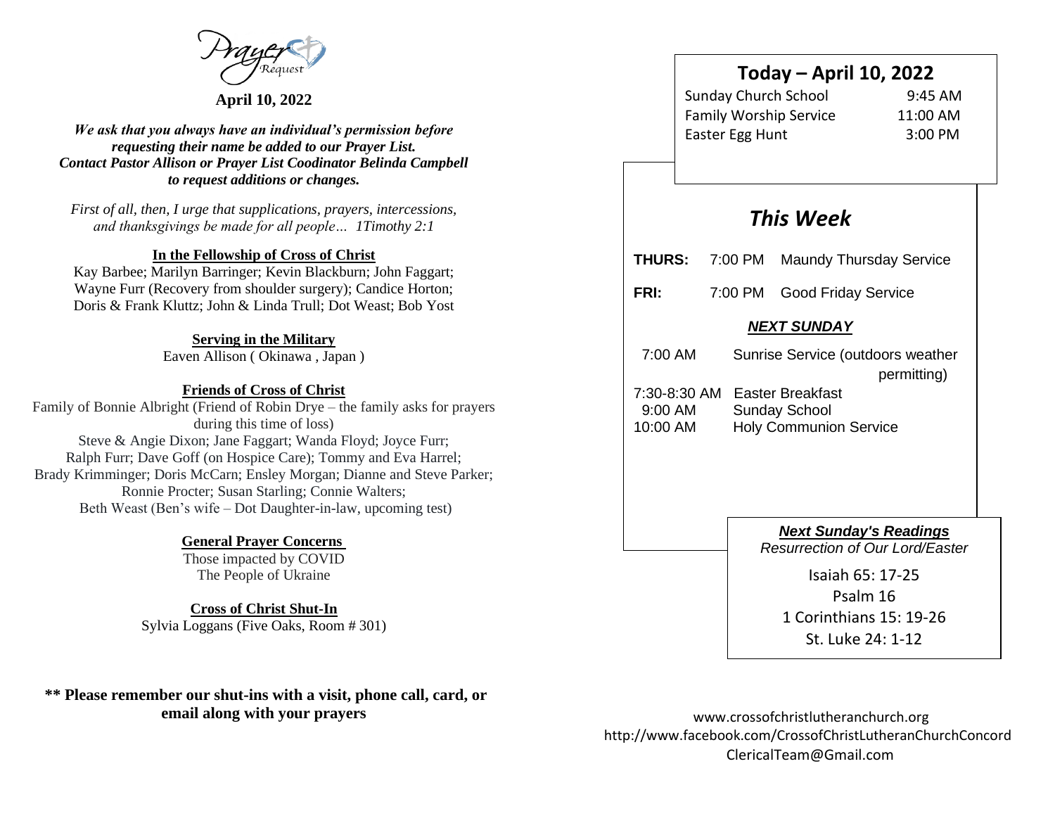# Prayer Request

**April 10, 2022**

***We ask that you always have an individual's permission before requesting their name be added to our Prayer List. Contact Pastor Allison or Prayer List Coodinator Belinda Campbell to request additions or changes.***

*First of all, then, I urge that supplications, prayers, intercessions, and thanksgivings be made for all people… 1Timothy 2:1*

**In the Fellowship of Cross of Christ**

Kay Barbee; Marilyn Barringer; Kevin Blackburn; John Faggart; Wayne Furr (Recovery from shoulder surgery); Candice Horton; Doris & Frank Kluttz; John & Linda Trull; Dot Weast; Bob Yost

**Serving in the Military**

Eaven Allison ( Okinawa , Japan )

**Friends of Cross of Christ**

Family of Bonnie Albright (Friend of Robin Drye – the family asks for prayers during this time of loss)
Steve & Angie Dixon; Jane Faggart; Wanda Floyd; Joyce Furr; Ralph Furr; Dave Goff (on Hospice Care); Tommy and Eva Harrel; Brady Krimminger; Doris McCarn; Ensley Morgan; Dianne and Steve Parker; Ronnie Procter; Susan Starling; Connie Walters;
Beth Weast (Ben's wife – Dot Daughter-in-law, upcoming test)

**General Prayer Concerns**

Those impacted by COVID
The People of Ukraine

**Cross of Christ Shut-In**

Sylvia Loggans (Five Oaks, Room # 301)

**\*\* Please remember our shut-ins with a visit, phone call, card, or email along with your prayers**

## Today – April 10, 2022

| | |
|---|---|
| Sunday Church School | 9:45 AM |
| Family Worship Service | 11:00 AM |
| Easter Egg Hunt | 3:00 PM |

## *This Week*

**THURS:** 7:00 PM Maundy Thursday Service

**FRI:** 7:00 PM Good Friday Service

***NEXT SUNDAY***

7:00 AM Sunrise Service (outdoors weather permitting)
7:30-8:30 AM Easter Breakfast
9:00 AM Sunday School
10:00 AM Holy Communion Service

***Next Sunday's Readings***
*Resurrection of Our Lord/Easter*

Isaiah 65: 17-25
Psalm 16
1 Corinthians 15: 19-26
St. Luke 24: 1-12

www.crossofchristlutheranchurch.org
http://www.facebook.com/CrossofChristLutheranChurchConcord
ClericalTeam@Gmail.com